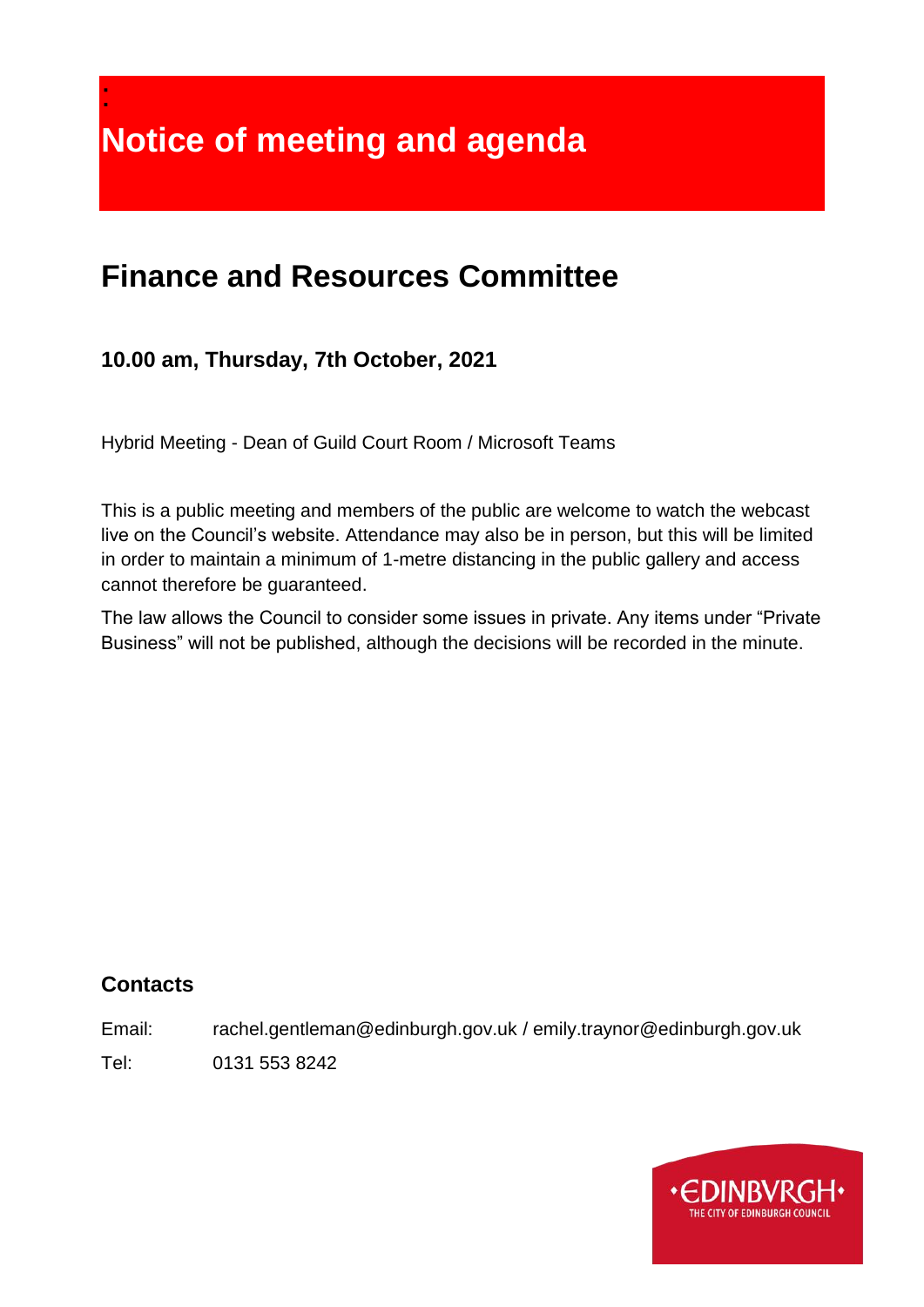# Notice of meeting and agenda

## Finance and Resources Committee

### 10.00 am, Thursday, 7th October, 2021

Hybrid Meeting - Dean of Guild Court Room / Microsoft Teams

This is a public meeting and members of the public are welcome to watch the webcast live on the Council's website. Attendance may also be in person, but this will be limited in order to maintain a minimum of 1-metre distancing in the public gallery and access cannot therefore be guaranteed.

The law allows the Council to consider some issues in private. Any items under "Private Business" will not be published, although the decisions will be recorded in the minute.

### Contacts

Email: rachel.gentleman@edinburgh.gov.uk / emily.traynor@edinburgh.gov.uk

Tel: 0131 553 8242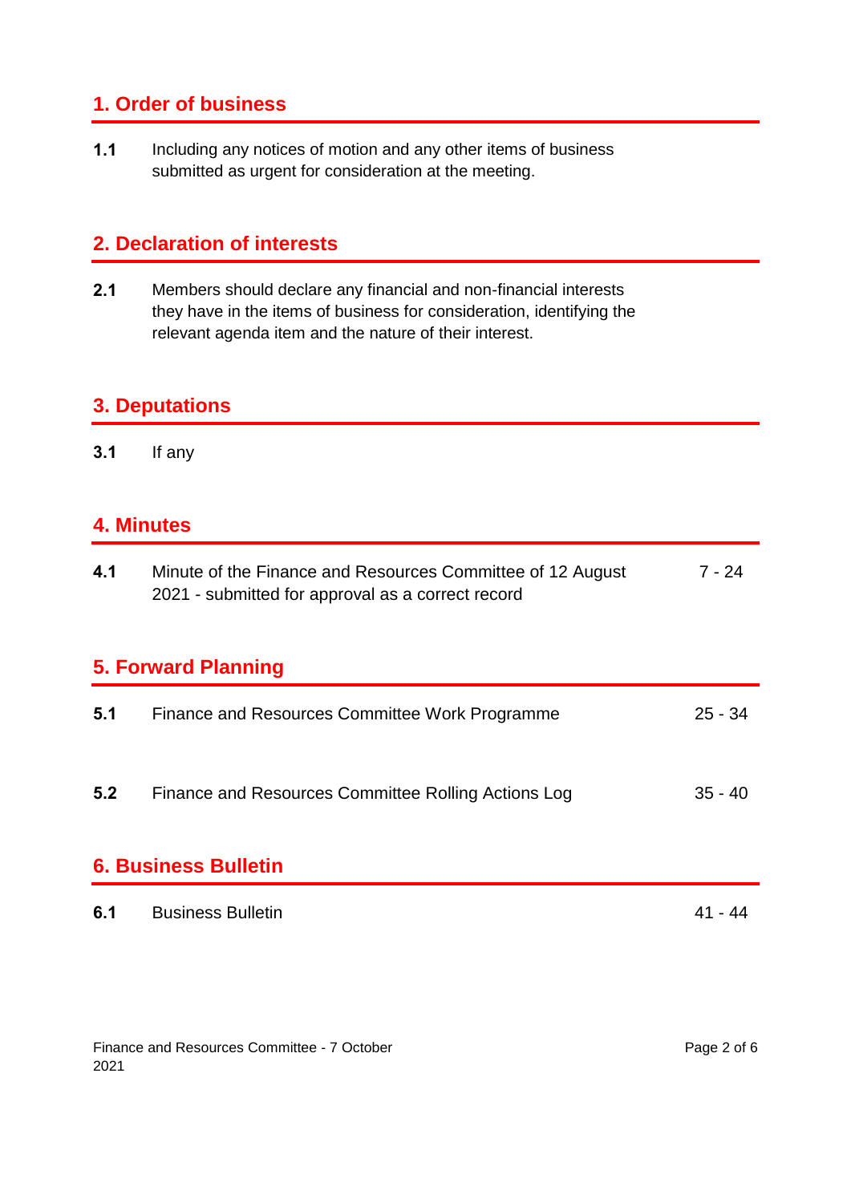## 1. Order of business

**1.1** Including any notices of motion and any other items of business submitted as urgent for consideration at the meeting.

## 2. Declaration of interests

**2.1** Members should declare any financial and non-financial interests they have in the items of business for consideration, identifying the relevant agenda item and the nature of their interest.

## 3. Deputations

**3.1** If any

## 4. Minutes

| | | |
|---|---|---|
| **4.1** | Minute of the Finance and Resources Committee of 12 August 2021 - submitted for approval as a correct record | 7 - 24 |

## 5. Forward Planning

| | | |
|---|---|---|
| **5.1** | Finance and Resources Committee Work Programme | 25 - 34 |
| **5.2** | Finance and Resources Committee Rolling Actions Log | 35 - 40 |

## 6. Business Bulletin

| | | |
|---|---|---|
| **6.1** | Business Bulletin | 41 - 44 |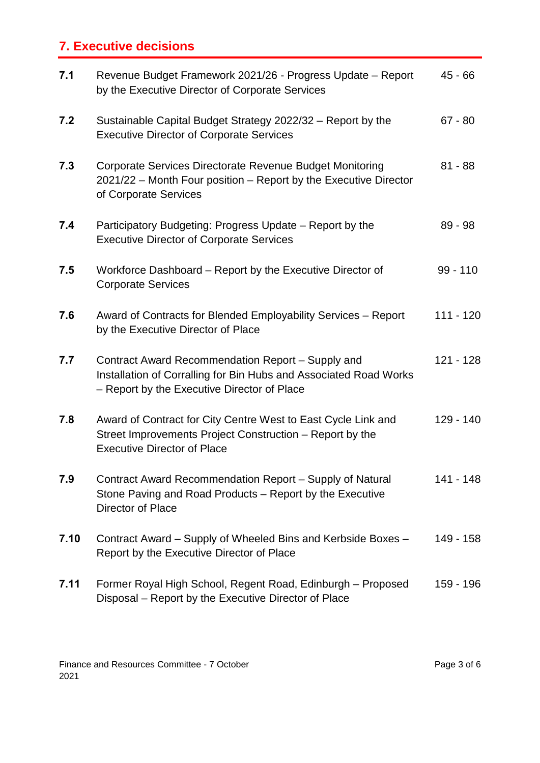## 7. Executive decisions

| | | |
|---|---|---|
| **7.1** | Revenue Budget Framework 2021/26 - Progress Update – Report by the Executive Director of Corporate Services | 45 - 66 |
| **7.2** | Sustainable Capital Budget Strategy 2022/32 – Report by the Executive Director of Corporate Services | 67 - 80 |
| **7.3** | Corporate Services Directorate Revenue Budget Monitoring 2021/22 – Month Four position – Report by the Executive Director of Corporate Services | 81 - 88 |
| **7.4** | Participatory Budgeting: Progress Update – Report by the Executive Director of Corporate Services | 89 - 98 |
| **7.5** | Workforce Dashboard – Report by the Executive Director of Corporate Services | 99 - 110 |
| **7.6** | Award of Contracts for Blended Employability Services – Report by the Executive Director of Place | 111 - 120 |
| **7.7** | Contract Award Recommendation Report – Supply and Installation of Corralling for Bin Hubs and Associated Road Works – Report by the Executive Director of Place | 121 - 128 |
| **7.8** | Award of Contract for City Centre West to East Cycle Link and Street Improvements Project Construction – Report by the Executive Director of Place | 129 - 140 |
| **7.9** | Contract Award Recommendation Report – Supply of Natural Stone Paving and Road Products – Report by the Executive Director of Place | 141 - 148 |
| **7.10** | Contract Award – Supply of Wheeled Bins and Kerbside Boxes – Report by the Executive Director of Place | 149 - 158 |
| **7.11** | Former Royal High School, Regent Road, Edinburgh – Proposed Disposal – Report by the Executive Director of Place | 159 - 196 |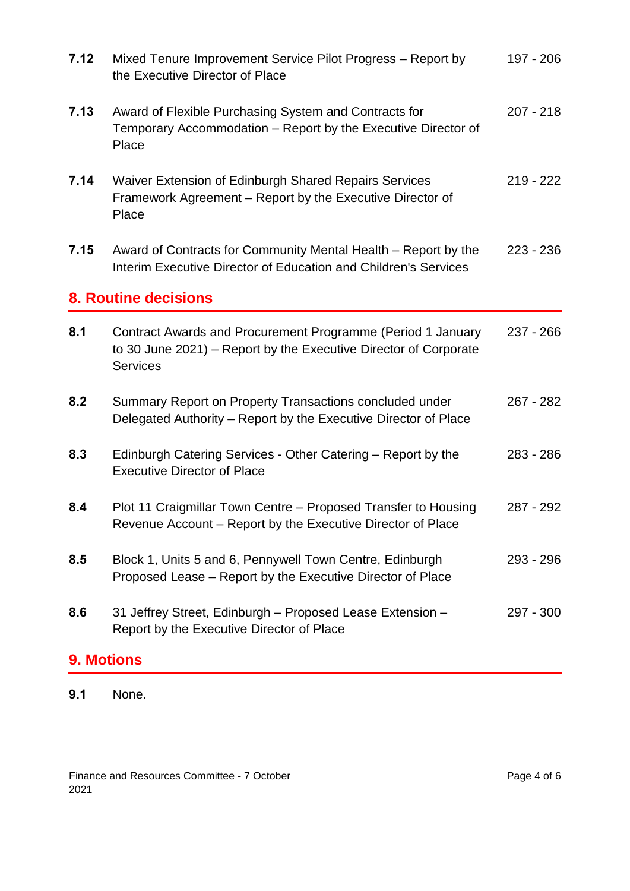| | | |
|---|---|---|
| **7.12** | Mixed Tenure Improvement Service Pilot Progress – Report by the Executive Director of Place | 197 - 206 |
| **7.13** | Award of Flexible Purchasing System and Contracts for Temporary Accommodation – Report by the Executive Director of Place | 207 - 218 |
| **7.14** | Waiver Extension of Edinburgh Shared Repairs Services Framework Agreement – Report by the Executive Director of Place | 219 - 222 |
| **7.15** | Award of Contracts for Community Mental Health – Report by the Interim Executive Director of Education and Children's Services | 223 - 236 |

## 8. Routine decisions

| | | |
|---|---|---|
| **8.1** | Contract Awards and Procurement Programme (Period 1 January to 30 June 2021) – Report by the Executive Director of Corporate Services | 237 - 266 |
| **8.2** | Summary Report on Property Transactions concluded under Delegated Authority – Report by the Executive Director of Place | 267 - 282 |
| **8.3** | Edinburgh Catering Services - Other Catering – Report by the Executive Director of Place | 283 - 286 |
| **8.4** | Plot 11 Craigmillar Town Centre – Proposed Transfer to Housing Revenue Account – Report by the Executive Director of Place | 287 - 292 |
| **8.5** | Block 1, Units 5 and 6, Pennywell Town Centre, Edinburgh Proposed Lease – Report by the Executive Director of Place | 293 - 296 |
| **8.6** | 31 Jeffrey Street, Edinburgh – Proposed Lease Extension – Report by the Executive Director of Place | 297 - 300 |

## 9. Motions

**9.1** None.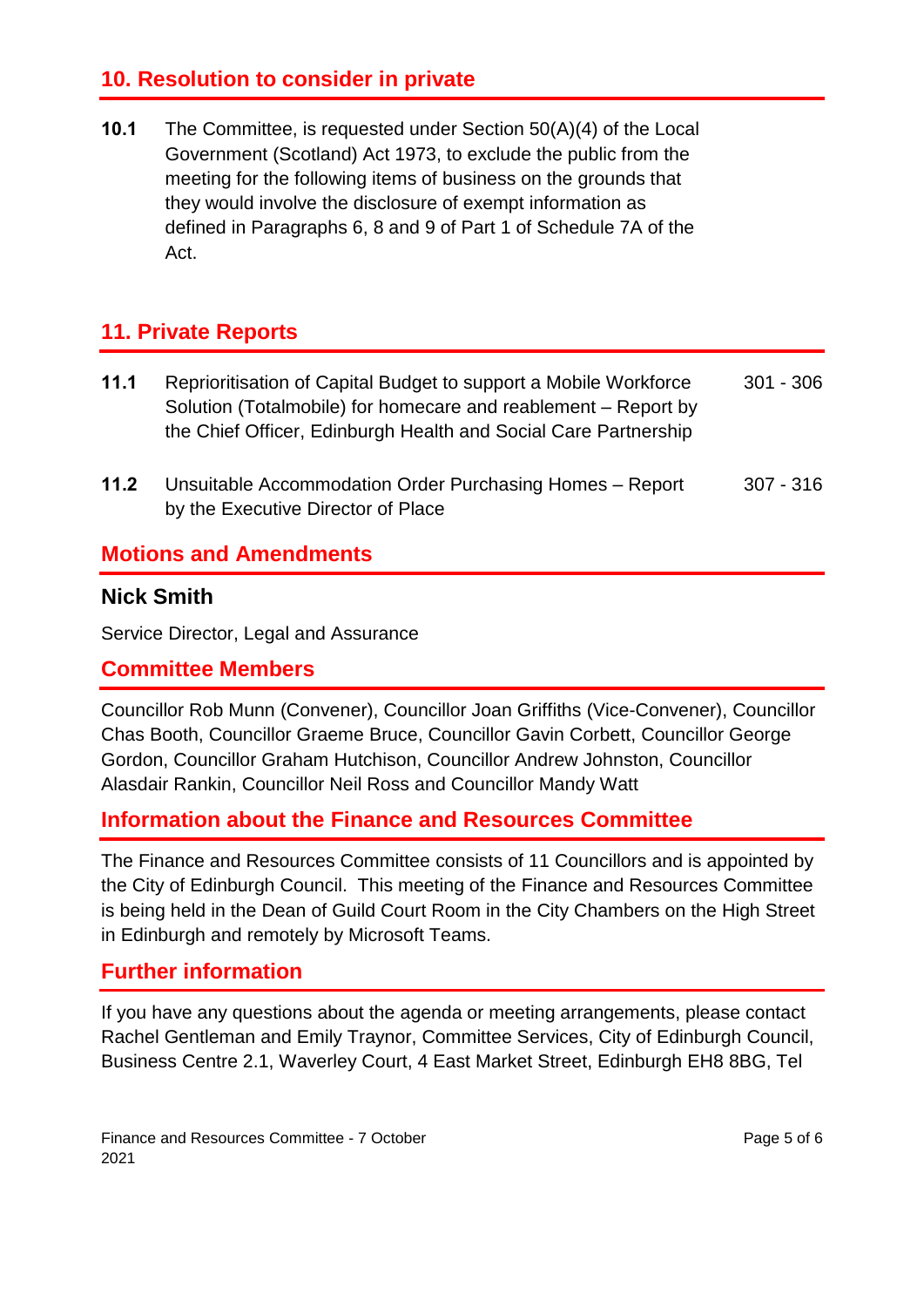## 10. Resolution to consider in private

**10.1** The Committee, is requested under Section 50(A)(4) of the Local Government (Scotland) Act 1973, to exclude the public from the meeting for the following items of business on the grounds that they would involve the disclosure of exempt information as defined in Paragraphs 6, 8 and 9 of Part 1 of Schedule 7A of the Act.

## 11. Private Reports

| | | |
|---|---|---|
| **11.1** | Reprioritisation of Capital Budget to support a Mobile Workforce Solution (Totalmobile) for homecare and reablement – Report by the Chief Officer, Edinburgh Health and Social Care Partnership | 301 - 306 |
| **11.2** | Unsuitable Accommodation Order Purchasing Homes – Report by the Executive Director of Place | 307 - 316 |

## Motions and Amendments

### Nick Smith

Service Director, Legal and Assurance

## Committee Members

Councillor Rob Munn (Convener), Councillor Joan Griffiths (Vice-Convener), Councillor Chas Booth, Councillor Graeme Bruce, Councillor Gavin Corbett, Councillor George Gordon, Councillor Graham Hutchison, Councillor Andrew Johnston, Councillor Alasdair Rankin, Councillor Neil Ross and Councillor Mandy Watt

## Information about the Finance and Resources Committee

The Finance and Resources Committee consists of 11 Councillors and is appointed by the City of Edinburgh Council. This meeting of the Finance and Resources Committee is being held in the Dean of Guild Court Room in the City Chambers on the High Street in Edinburgh and remotely by Microsoft Teams.

## Further information

If you have any questions about the agenda or meeting arrangements, please contact Rachel Gentleman and Emily Traynor, Committee Services, City of Edinburgh Council, Business Centre 2.1, Waverley Court, 4 East Market Street, Edinburgh EH8 8BG, Tel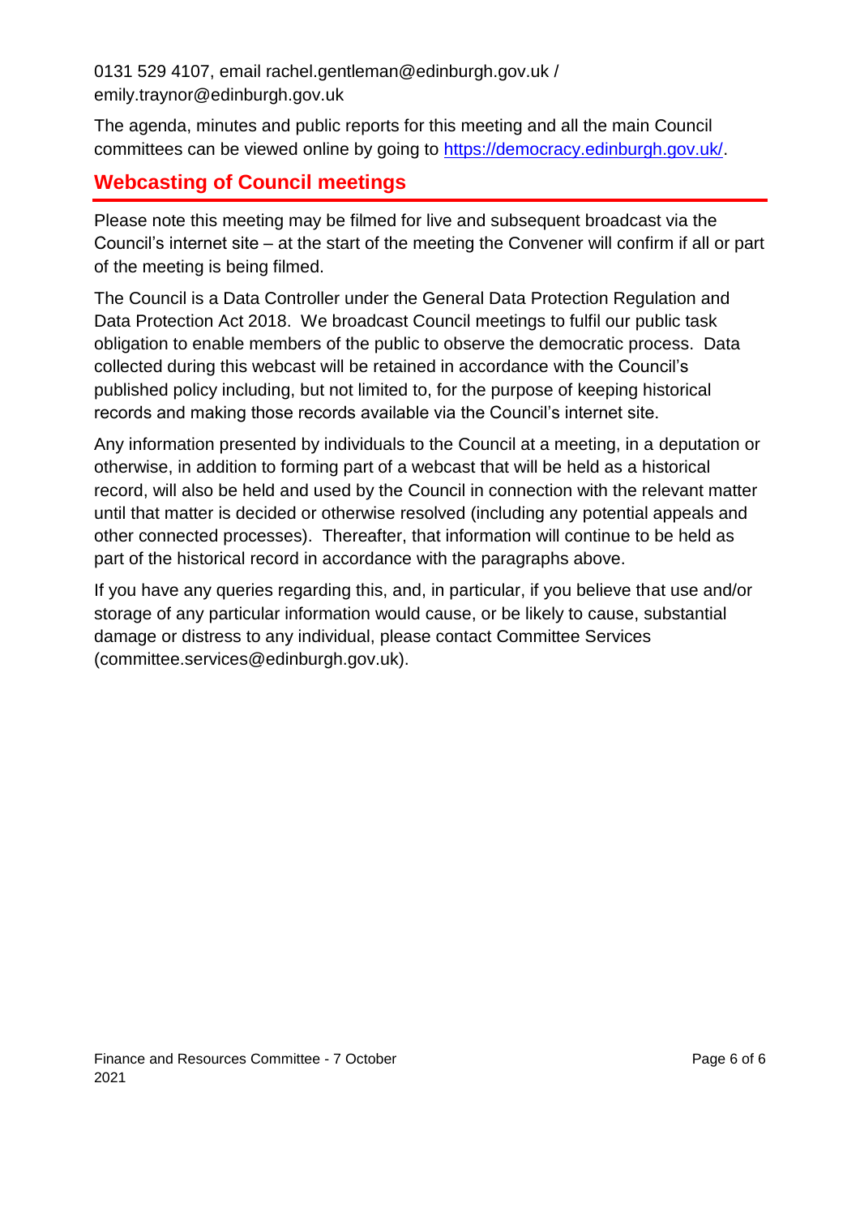0131 529 4107, email rachel.gentleman@edinburgh.gov.uk / emily.traynor@edinburgh.gov.uk

The agenda, minutes and public reports for this meeting and all the main Council committees can be viewed online by going to https://democracy.edinburgh.gov.uk/.

## Webcasting of Council meetings

Please note this meeting may be filmed for live and subsequent broadcast via the Council's internet site – at the start of the meeting the Convener will confirm if all or part of the meeting is being filmed.

The Council is a Data Controller under the General Data Protection Regulation and Data Protection Act 2018. We broadcast Council meetings to fulfil our public task obligation to enable members of the public to observe the democratic process. Data collected during this webcast will be retained in accordance with the Council's published policy including, but not limited to, for the purpose of keeping historical records and making those records available via the Council's internet site.

Any information presented by individuals to the Council at a meeting, in a deputation or otherwise, in addition to forming part of a webcast that will be held as a historical record, will also be held and used by the Council in connection with the relevant matter until that matter is decided or otherwise resolved (including any potential appeals and other connected processes). Thereafter, that information will continue to be held as part of the historical record in accordance with the paragraphs above.

If you have any queries regarding this, and, in particular, if you believe that use and/or storage of any particular information would cause, or be likely to cause, substantial damage or distress to any individual, please contact Committee Services (committee.services@edinburgh.gov.uk).